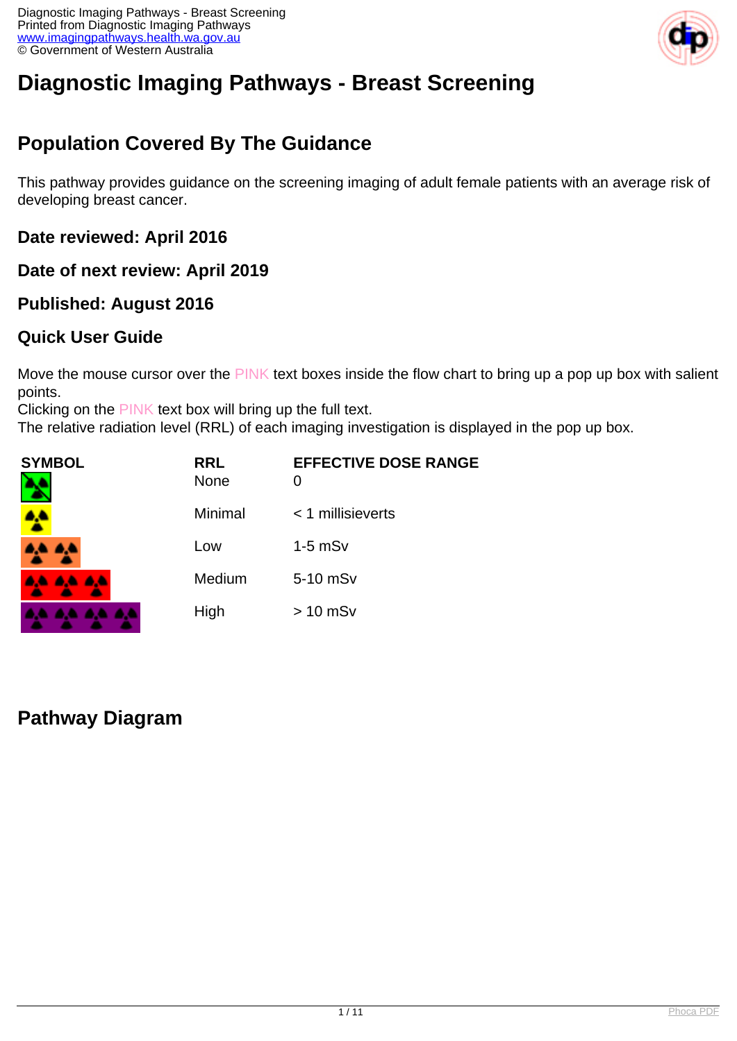# Diagnostic Imaging Pathways - Breast Screening

## Population Covered By The Guidance

This pathway provides guidance on the screening imaging of adult female patients with an average risk of developing breast cancer.

### Date reviewed: April 2016

### Date of next review: April 2019

### Published: August 2016

### Quick User Guide

Move the mouse cursor over the PINK text boxes inside the flow chart to bring up a pop up box with salient points.
Clicking on the PINK text box will bring up the full text.
The relative radiation level (RRL) of each imaging investigation is displayed in the pop up box.

| SYMBOL | RRL | EFFECTIVE DOSE RANGE |
|---|---|---|
| | None | 0 |
| | Minimal | < 1 millisieverts |
| | Low | 1-5 mSv |
| | Medium | 5-10 mSv |
| | High | > 10 mSv |

## Pathway Diagram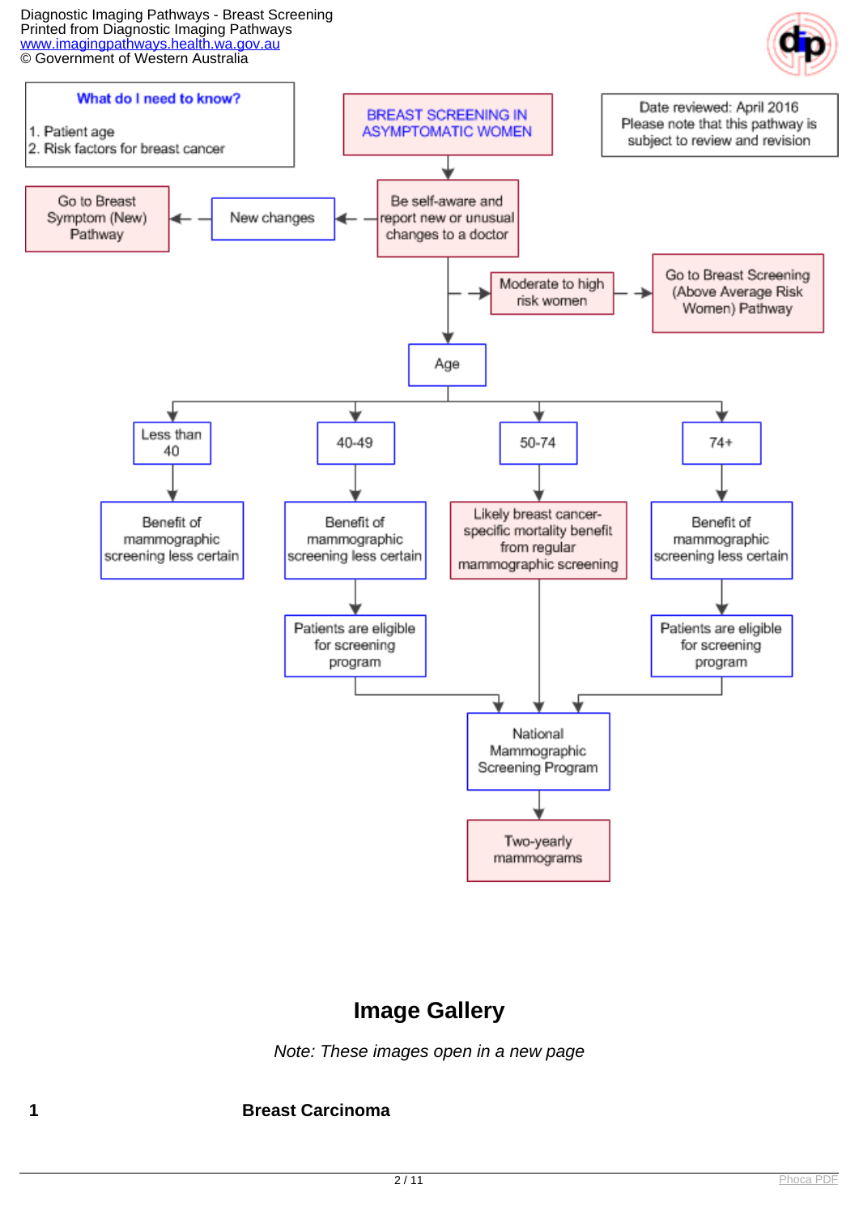**What do I need to know?**

1. Patient age
2. Risk factors for breast cancer

**BREAST SCREENING IN ASYMPTOMATIC WOMEN**

Date reviewed: April 2016
Please note that this pathway is subject to review and revision

- Be self-aware and report new or unusual changes to a doctor
  - New changes → Go to Breast Symptom (New) Pathway
  - Moderate to high risk women → Go to Breast Screening (Above Average Risk Women) Pathway
  - Age
    - Less than 40 → Benefit of mammographic screening less certain
    - 40-49 → Benefit of mammographic screening less certain → Patients are eligible for screening program → National Mammographic Screening Program
    - 50-74 → Likely breast cancer-specific mortality benefit from regular mammographic screening → National Mammographic Screening Program
    - 74+ → Benefit of mammographic screening less certain → Patients are eligible for screening program → National Mammographic Screening Program

National Mammographic Screening Program → Two-yearly mammograms

## Image Gallery

*Note: These images open in a new page*

**1** **Breast Carcinoma**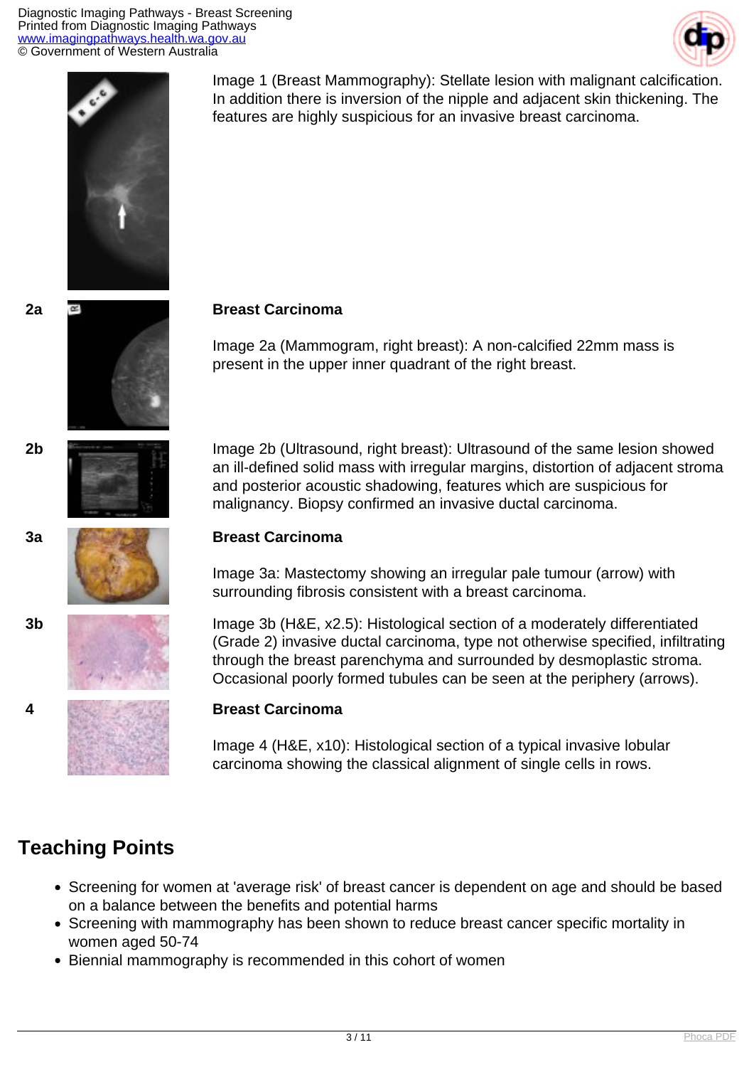Image 1 (Breast Mammography): Stellate lesion with malignant calcification. In addition there is inversion of the nipple and adjacent skin thickening. The features are highly suspicious for an invasive breast carcinoma.

**2a**

**Breast Carcinoma**

Image 2a (Mammogram, right breast): A non-calcified 22mm mass is present in the upper inner quadrant of the right breast.

**2b**

Image 2b (Ultrasound, right breast): Ultrasound of the same lesion showed an ill-defined solid mass with irregular margins, distortion of adjacent stroma and posterior acoustic shadowing, features which are suspicious for malignancy. Biopsy confirmed an invasive ductal carcinoma.

**3a**

**Breast Carcinoma**

Image 3a: Mastectomy showing an irregular pale tumour (arrow) with surrounding fibrosis consistent with a breast carcinoma.

**3b**

Image 3b (H&E, x2.5): Histological section of a moderately differentiated (Grade 2) invasive ductal carcinoma, type not otherwise specified, infiltrating through the breast parenchyma and surrounded by desmoplastic stroma. Occasional poorly formed tubules can be seen at the periphery (arrows).

**4**

**Breast Carcinoma**

Image 4 (H&E, x10): Histological section of a typical invasive lobular carcinoma showing the classical alignment of single cells in rows.

## Teaching Points

- Screening for women at 'average risk' of breast cancer is dependent on age and should be based on a balance between the benefits and potential harms
- Screening with mammography has been shown to reduce breast cancer specific mortality in women aged 50-74
- Biennial mammography is recommended in this cohort of women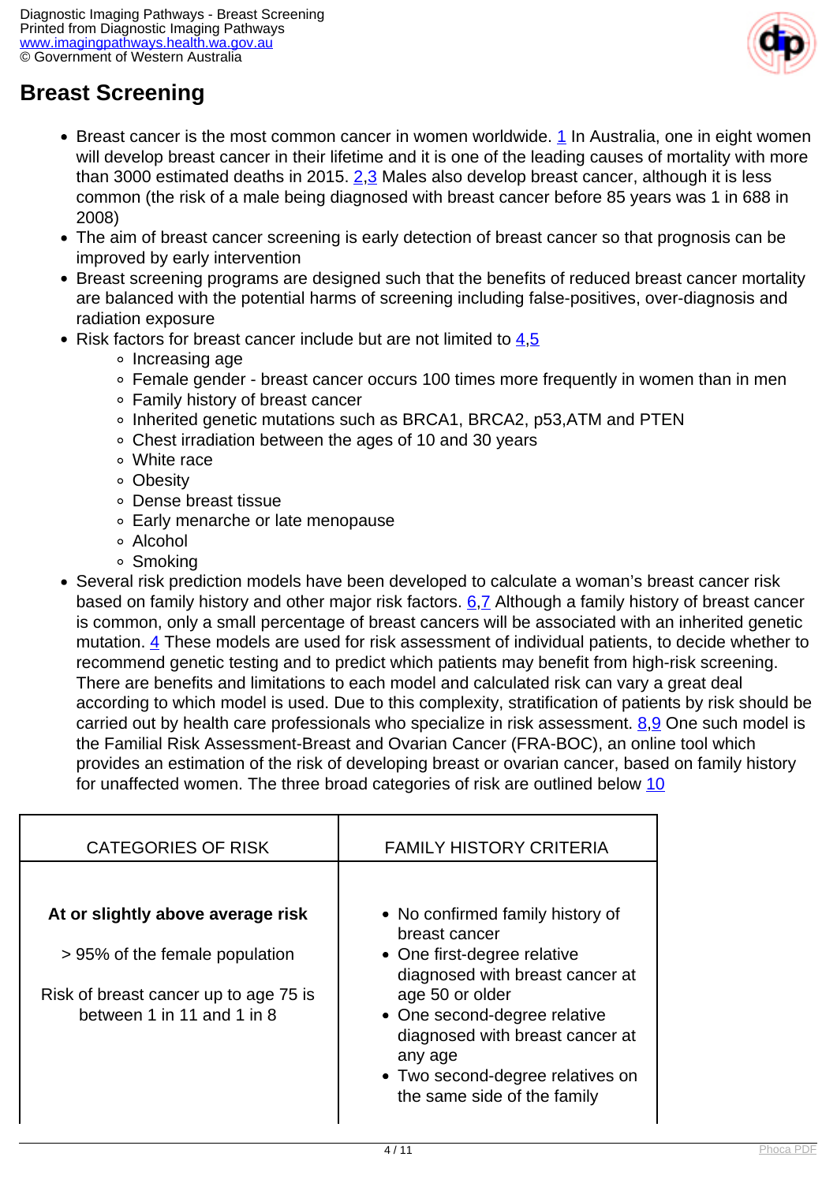# Breast Screening

- Breast cancer is the most common cancer in women worldwide. [1] In Australia, one in eight women will develop breast cancer in their lifetime and it is one of the leading causes of mortality with more than 3000 estimated deaths in 2015. [2,3] Males also develop breast cancer, although it is less common (the risk of a male being diagnosed with breast cancer before 85 years was 1 in 688 in 2008)
- The aim of breast cancer screening is early detection of breast cancer so that prognosis can be improved by early intervention
- Breast screening programs are designed such that the benefits of reduced breast cancer mortality are balanced with the potential harms of screening including false-positives, over-diagnosis and radiation exposure
- Risk factors for breast cancer include but are not limited to [4,5]
  - Increasing age
  - Female gender - breast cancer occurs 100 times more frequently in women than in men
  - Family history of breast cancer
  - Inherited genetic mutations such as BRCA1, BRCA2, p53,ATM and PTEN
  - Chest irradiation between the ages of 10 and 30 years
  - White race
  - Obesity
  - Dense breast tissue
  - Early menarche or late menopause
  - Alcohol
  - Smoking
- Several risk prediction models have been developed to calculate a woman's breast cancer risk based on family history and other major risk factors. [6,7] Although a family history of breast cancer is common, only a small percentage of breast cancers will be associated with an inherited genetic mutation. [4] These models are used for risk assessment of individual patients, to decide whether to recommend genetic testing and to predict which patients may benefit from high-risk screening. There are benefits and limitations to each model and calculated risk can vary a great deal according to which model is used. Due to this complexity, stratification of patients by risk should be carried out by health care professionals who specialize in risk assessment. [8,9] One such model is the Familial Risk Assessment-Breast and Ovarian Cancer (FRA-BOC), an online tool which provides an estimation of the risk of developing breast or ovarian cancer, based on family history for unaffected women. The three broad categories of risk are outlined below [10]

| CATEGORIES OF RISK | FAMILY HISTORY CRITERIA |
|---|---|
| **At or slightly above average risk**<br><br>> 95% of the female population<br><br>Risk of breast cancer up to age 75 is between 1 in 11 and 1 in 8 | • No confirmed family history of breast cancer<br>• One first-degree relative diagnosed with breast cancer at age 50 or older<br>• One second-degree relative diagnosed with breast cancer at any age<br>• Two second-degree relatives on the same side of the family |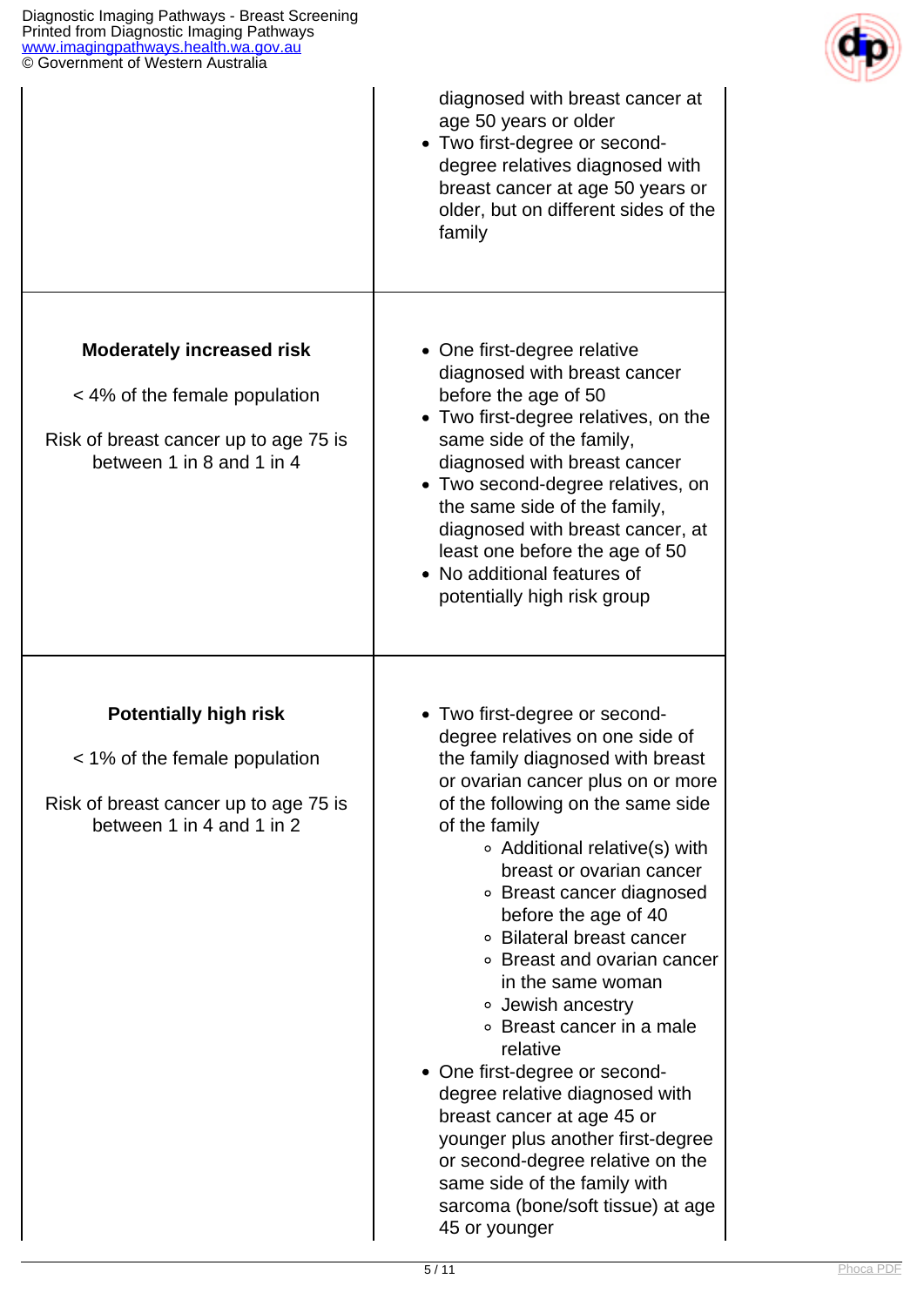| | |
|---|---|
| | diagnosed with breast cancer at age 50 years or older<br>• Two first-degree or second-degree relatives diagnosed with breast cancer at age 50 years or older, but on different sides of the family |
| **Moderately increased risk**<br><br>< 4% of the female population<br><br>Risk of breast cancer up to age 75 is between 1 in 8 and 1 in 4 | • One first-degree relative diagnosed with breast cancer before the age of 50<br>• Two first-degree relatives, on the same side of the family, diagnosed with breast cancer<br>• Two second-degree relatives, on the same side of the family, diagnosed with breast cancer, at least one before the age of 50<br>• No additional features of potentially high risk group |
| **Potentially high risk**<br><br>< 1% of the female population<br><br>Risk of breast cancer up to age 75 is between 1 in 4 and 1 in 2 | • Two first-degree or second-degree relatives on one side of the family diagnosed with breast or ovarian cancer plus on or more of the following on the same side of the family<br>&nbsp;&nbsp;&nbsp;&nbsp;◦ Additional relative(s) with breast or ovarian cancer<br>&nbsp;&nbsp;&nbsp;&nbsp;◦ Breast cancer diagnosed before the age of 40<br>&nbsp;&nbsp;&nbsp;&nbsp;◦ Bilateral breast cancer<br>&nbsp;&nbsp;&nbsp;&nbsp;◦ Breast and ovarian cancer in the same woman<br>&nbsp;&nbsp;&nbsp;&nbsp;◦ Jewish ancestry<br>&nbsp;&nbsp;&nbsp;&nbsp;◦ Breast cancer in a male relative<br>• One first-degree or second-degree relative diagnosed with breast cancer at age 45 or younger plus another first-degree or second-degree relative on the same side of the family with sarcoma (bone/soft tissue) at age 45 or younger |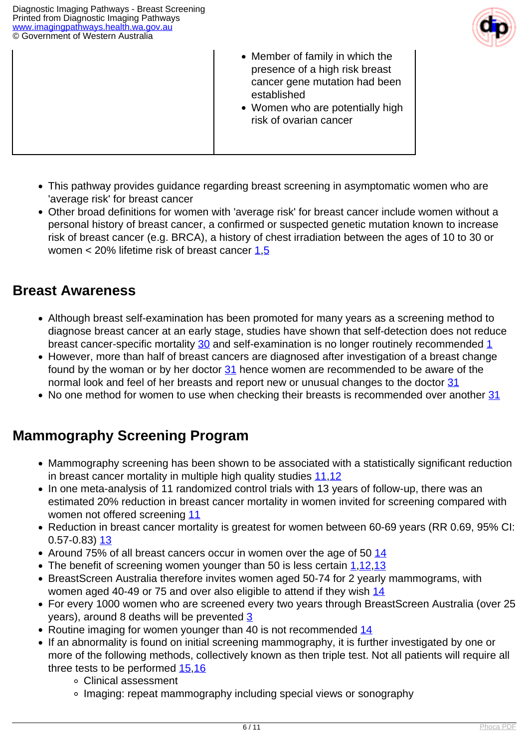|  |  |
| --- | --- |
|  | - Member of family in which the presence of a high risk breast cancer gene mutation had been established<br>- Women who are potentially high risk of ovarian cancer |

- This pathway provides guidance regarding breast screening in asymptomatic women who are 'average risk' for breast cancer
- Other broad definitions for women with 'average risk' for breast cancer include women without a personal history of breast cancer, a confirmed or suspected genetic mutation known to increase risk of breast cancer (e.g. BRCA), a history of chest irradiation between the ages of 10 to 30 or women < 20% lifetime risk of breast cancer 1,5

## Breast Awareness

- Although breast self-examination has been promoted for many years as a screening method to diagnose breast cancer at an early stage, studies have shown that self-detection does not reduce breast cancer-specific mortality 30 and self-examination is no longer routinely recommended 1
- However, more than half of breast cancers are diagnosed after investigation of a breast change found by the woman or by her doctor 31 hence women are recommended to be aware of the normal look and feel of her breasts and report new or unusual changes to the doctor 31
- No one method for women to use when checking their breasts is recommended over another 31

## Mammography Screening Program

- Mammography screening has been shown to be associated with a statistically significant reduction in breast cancer mortality in multiple high quality studies 11,12
- In one meta-analysis of 11 randomized control trials with 13 years of follow-up, there was an estimated 20% reduction in breast cancer mortality in women invited for screening compared with women not offered screening 11
- Reduction in breast cancer mortality is greatest for women between 60-69 years (RR 0.69, 95% CI: 0.57-0.83) 13
- Around 75% of all breast cancers occur in women over the age of 50 14
- The benefit of screening women younger than 50 is less certain 1,12,13
- BreastScreen Australia therefore invites women aged 50-74 for 2 yearly mammograms, with women aged 40-49 or 75 and over also eligible to attend if they wish 14
- For every 1000 women who are screened every two years through BreastScreen Australia (over 25 years), around 8 deaths will be prevented 3
- Routine imaging for women younger than 40 is not recommended 14
- If an abnormality is found on initial screening mammography, it is further investigated by one or more of the following methods, collectively known as then triple test. Not all patients will require all three tests to be performed 15,16
  - Clinical assessment
  - Imaging: repeat mammography including special views or sonography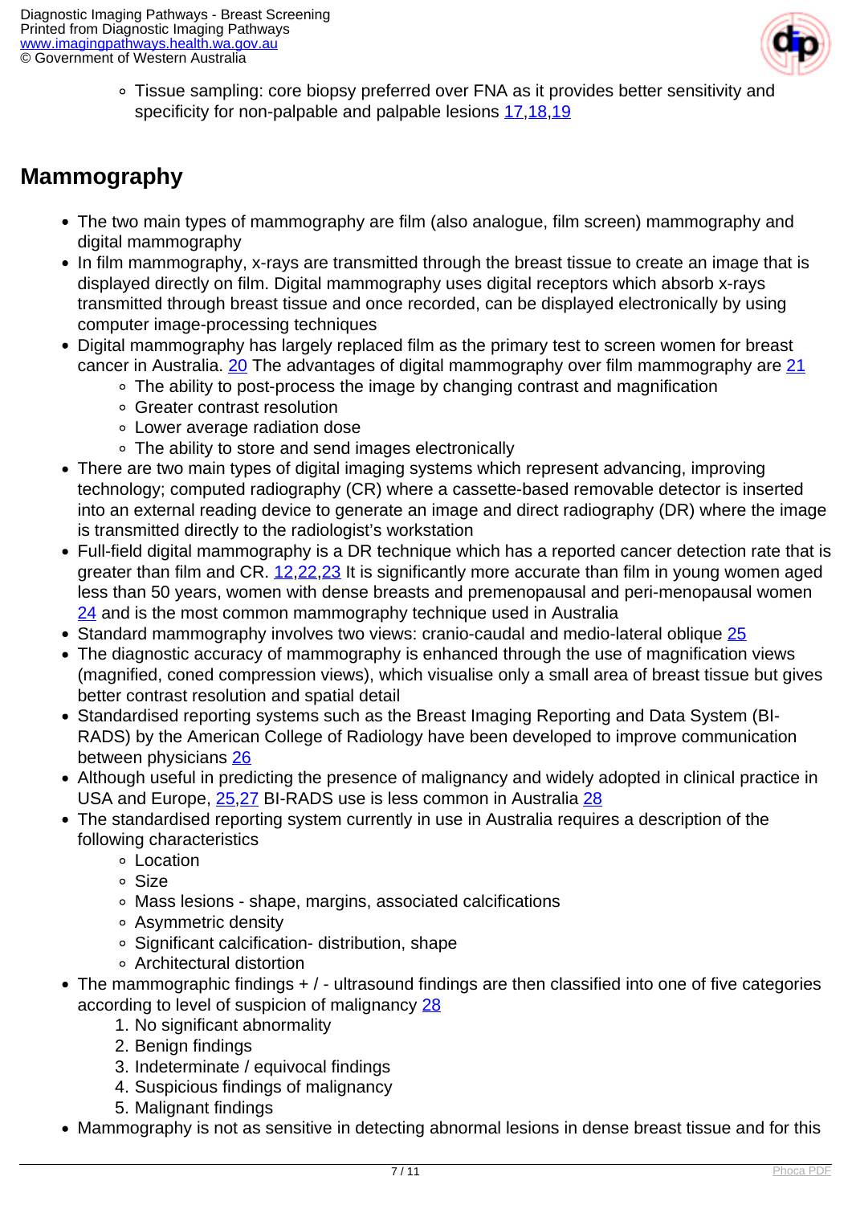- Tissue sampling: core biopsy preferred over FNA as it provides better sensitivity and specificity for non-palpable and palpable lesions [17,18,19]

## Mammography

- The two main types of mammography are film (also analogue, film screen) mammography and digital mammography
- In film mammography, x-rays are transmitted through the breast tissue to create an image that is displayed directly on film. Digital mammography uses digital receptors which absorb x-rays transmitted through breast tissue and once recorded, can be displayed electronically by using computer image-processing techniques
- Digital mammography has largely replaced film as the primary test to screen women for breast cancer in Australia. [20] The advantages of digital mammography over film mammography are [21]
  - The ability to post-process the image by changing contrast and magnification
  - Greater contrast resolution
  - Lower average radiation dose
  - The ability to store and send images electronically
- There are two main types of digital imaging systems which represent advancing, improving technology; computed radiography (CR) where a cassette-based removable detector is inserted into an external reading device to generate an image and direct radiography (DR) where the image is transmitted directly to the radiologist's workstation
- Full-field digital mammography is a DR technique which has a reported cancer detection rate that is greater than film and CR. [12,22,23] It is significantly more accurate than film in young women aged less than 50 years, women with dense breasts and premenopausal and peri-menopausal women [24] and is the most common mammography technique used in Australia
- Standard mammography involves two views: cranio-caudal and medio-lateral oblique [25]
- The diagnostic accuracy of mammography is enhanced through the use of magnification views (magnified, coned compression views), which visualise only a small area of breast tissue but gives better contrast resolution and spatial detail
- Standardised reporting systems such as the Breast Imaging Reporting and Data System (BI-RADS) by the American College of Radiology have been developed to improve communication between physicians [26]
- Although useful in predicting the presence of malignancy and widely adopted in clinical practice in USA and Europe, [25,27] BI-RADS use is less common in Australia [28]
- The standardised reporting system currently in use in Australia requires a description of the following characteristics
  - Location
  - Size
  - Mass lesions - shape, margins, associated calcifications
  - Asymmetric density
  - Significant calcification- distribution, shape
  - Architectural distortion
- The mammographic findings + / - ultrasound findings are then classified into one of five categories according to level of suspicion of malignancy [28]
  1. No significant abnormality
  2. Benign findings
  3. Indeterminate / equivocal findings
  4. Suspicious findings of malignancy
  5. Malignant findings
- Mammography is not as sensitive in detecting abnormal lesions in dense breast tissue and for this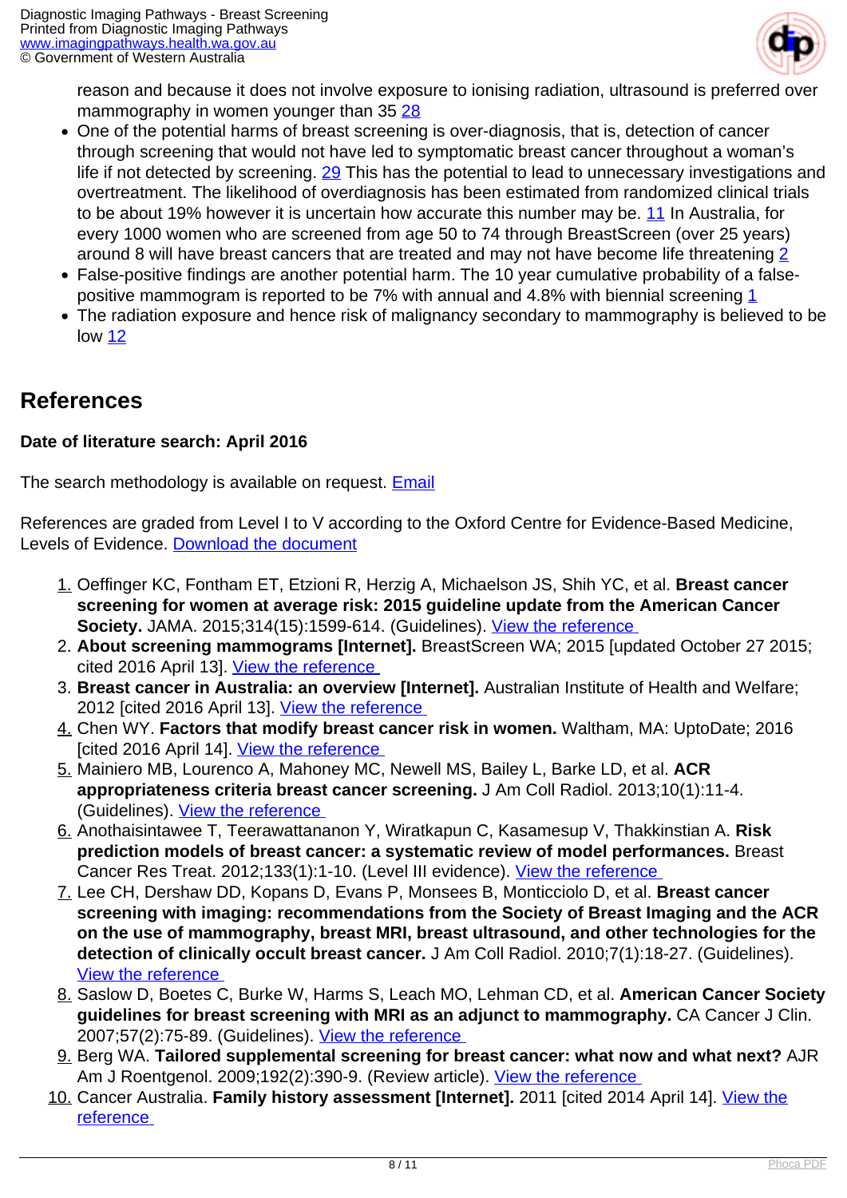reason and because it does not involve exposure to ionising radiation, ultrasound is preferred over mammography in women younger than 35 28

- One of the potential harms of breast screening is over-diagnosis, that is, detection of cancer through screening that would not have led to symptomatic breast cancer throughout a woman's life if not detected by screening. 29 This has the potential to lead to unnecessary investigations and overtreatment. The likelihood of overdiagnosis has been estimated from randomized clinical trials to be about 19% however it is uncertain how accurate this number may be. 11 In Australia, for every 1000 women who are screened from age 50 to 74 through BreastScreen (over 25 years) around 8 will have breast cancers that are treated and may not have become life threatening 2
- False-positive findings are another potential harm. The 10 year cumulative probability of a false-positive mammogram is reported to be 7% with annual and 4.8% with biennial screening 1
- The radiation exposure and hence risk of malignancy secondary to mammography is believed to be low 12

## References

**Date of literature search: April 2016**

The search methodology is available on request. Email

References are graded from Level I to V according to the Oxford Centre for Evidence-Based Medicine, Levels of Evidence. Download the document

1. Oeffinger KC, Fontham ET, Etzioni R, Herzig A, Michaelson JS, Shih YC, et al. **Breast cancer screening for women at average risk: 2015 guideline update from the American Cancer Society.** JAMA. 2015;314(15):1599-614. (Guidelines). View the reference
2. **About screening mammograms [Internet].** BreastScreen WA; 2015 [updated October 27 2015; cited 2016 April 13]. View the reference
3. **Breast cancer in Australia: an overview [Internet].** Australian Institute of Health and Welfare; 2012 [cited 2016 April 13]. View the reference
4. Chen WY. **Factors that modify breast cancer risk in women.** Waltham, MA: UptoDate; 2016 [cited 2016 April 14]. View the reference
5. Mainiero MB, Lourenco A, Mahoney MC, Newell MS, Bailey L, Barke LD, et al. **ACR appropriateness criteria breast cancer screening.** J Am Coll Radiol. 2013;10(1):11-4. (Guidelines). View the reference
6. Anothaisintawee T, Teerawattananon Y, Wiratkapun C, Kasamesup V, Thakkinstian A. **Risk prediction models of breast cancer: a systematic review of model performances.** Breast Cancer Res Treat. 2012;133(1):1-10. (Level III evidence). View the reference
7. Lee CH, Dershaw DD, Kopans D, Evans P, Monsees B, Monticciolo D, et al. **Breast cancer screening with imaging: recommendations from the Society of Breast Imaging and the ACR on the use of mammography, breast MRI, breast ultrasound, and other technologies for the detection of clinically occult breast cancer.** J Am Coll Radiol. 2010;7(1):18-27. (Guidelines). View the reference
8. Saslow D, Boetes C, Burke W, Harms S, Leach MO, Lehman CD, et al. **American Cancer Society guidelines for breast screening with MRI as an adjunct to mammography.** CA Cancer J Clin. 2007;57(2):75-89. (Guidelines). View the reference
9. Berg WA. **Tailored supplemental screening for breast cancer: what now and what next?** AJR Am J Roentgenol. 2009;192(2):390-9. (Review article). View the reference
10. Cancer Australia. **Family history assessment [Internet].** 2011 [cited 2014 April 14]. View the reference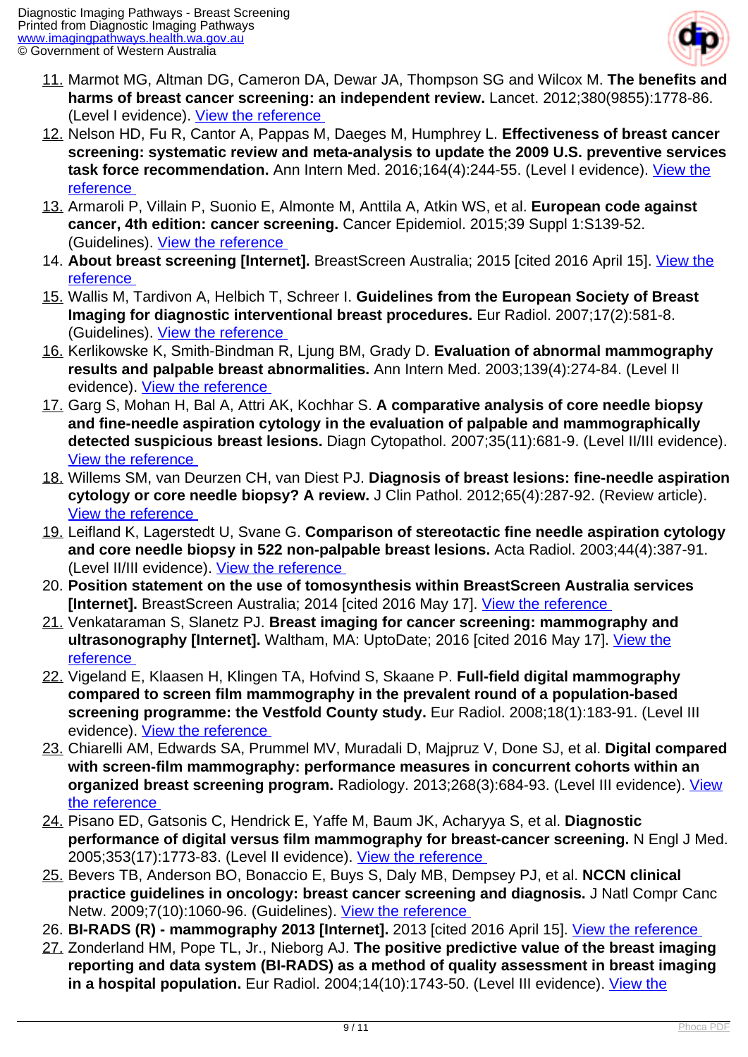11. Marmot MG, Altman DG, Cameron DA, Dewar JA, Thompson SG and Wilcox M. **The benefits and harms of breast cancer screening: an independent review.** Lancet. 2012;380(9855):1778-86. (Level I evidence). View the reference
12. Nelson HD, Fu R, Cantor A, Pappas M, Daeges M, Humphrey L. **Effectiveness of breast cancer screening: systematic review and meta-analysis to update the 2009 U.S. preventive services task force recommendation.** Ann Intern Med. 2016;164(4):244-55. (Level I evidence). View the reference
13. Armaroli P, Villain P, Suonio E, Almonte M, Anttila A, Atkin WS, et al. **European code against cancer, 4th edition: cancer screening.** Cancer Epidemiol. 2015;39 Suppl 1:S139-52. (Guidelines). View the reference
14. **About breast screening [Internet].** BreastScreen Australia; 2015 [cited 2016 April 15]. View the reference
15. Wallis M, Tardivon A, Helbich T, Schreer I. **Guidelines from the European Society of Breast Imaging for diagnostic interventional breast procedures.** Eur Radiol. 2007;17(2):581-8. (Guidelines). View the reference
16. Kerlikowske K, Smith-Bindman R, Ljung BM, Grady D. **Evaluation of abnormal mammography results and palpable breast abnormalities.** Ann Intern Med. 2003;139(4):274-84. (Level II evidence). View the reference
17. Garg S, Mohan H, Bal A, Attri AK, Kochhar S. **A comparative analysis of core needle biopsy and fine-needle aspiration cytology in the evaluation of palpable and mammographically detected suspicious breast lesions.** Diagn Cytopathol. 2007;35(11):681-9. (Level II/III evidence). View the reference
18. Willems SM, van Deurzen CH, van Diest PJ. **Diagnosis of breast lesions: fine-needle aspiration cytology or core needle biopsy? A review.** J Clin Pathol. 2012;65(4):287-92. (Review article). View the reference
19. Leifland K, Lagerstedt U, Svane G. **Comparison of stereotactic fine needle aspiration cytology and core needle biopsy in 522 non-palpable breast lesions.** Acta Radiol. 2003;44(4):387-91. (Level II/III evidence). View the reference
20. **Position statement on the use of tomosynthesis within BreastScreen Australia services [Internet].** BreastScreen Australia; 2014 [cited 2016 May 17]. View the reference
21. Venkataraman S, Slanetz PJ. **Breast imaging for cancer screening: mammography and ultrasonography [Internet].** Waltham, MA: UptoDate; 2016 [cited 2016 May 17]. View the reference
22. Vigeland E, Klaasen H, Klingen TA, Hofvind S, Skaane P. **Full-field digital mammography compared to screen film mammography in the prevalent round of a population-based screening programme: the Vestfold County study.** Eur Radiol. 2008;18(1):183-91. (Level III evidence). View the reference
23. Chiarelli AM, Edwards SA, Prummel MV, Muradali D, Majpruz V, Done SJ, et al. **Digital compared with screen-film mammography: performance measures in concurrent cohorts within an organized breast screening program.** Radiology. 2013;268(3):684-93. (Level III evidence). View the reference
24. Pisano ED, Gatsonis C, Hendrick E, Yaffe M, Baum JK, Acharyya S, et al. **Diagnostic performance of digital versus film mammography for breast-cancer screening.** N Engl J Med. 2005;353(17):1773-83. (Level II evidence). View the reference
25. Bevers TB, Anderson BO, Bonaccio E, Buys S, Daly MB, Dempsey PJ, et al. **NCCN clinical practice guidelines in oncology: breast cancer screening and diagnosis.** J Natl Compr Canc Netw. 2009;7(10):1060-96. (Guidelines). View the reference
26. **BI-RADS (R) - mammography 2013 [Internet].** 2013 [cited 2016 April 15]. View the reference
27. Zonderland HM, Pope TL, Jr., Nieborg AJ. **The positive predictive value of the breast imaging reporting and data system (BI-RADS) as a method of quality assessment in breast imaging in a hospital population.** Eur Radiol. 2004;14(10):1743-50. (Level III evidence). View the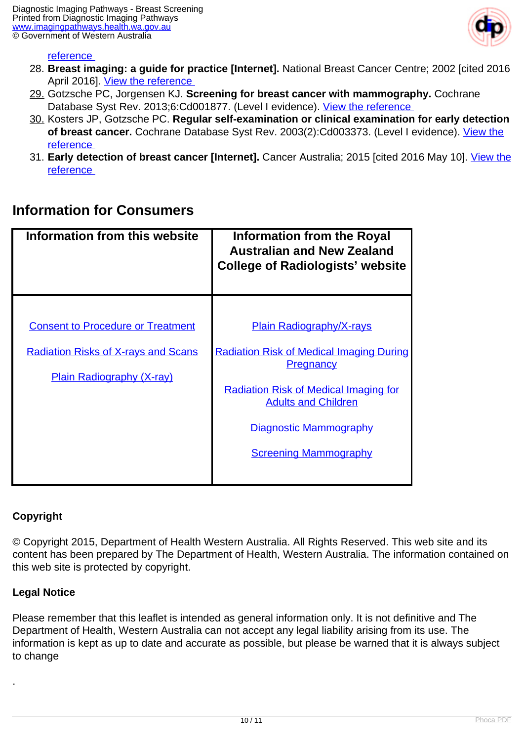reference

28. **Breast imaging: a guide for practice [Internet].** National Breast Cancer Centre; 2002 [cited 2016 April 2016]. View the reference
29. Gotzsche PC, Jorgensen KJ. **Screening for breast cancer with mammography.** Cochrane Database Syst Rev. 2013;6:Cd001877. (Level I evidence). View the reference
30. Kosters JP, Gotzsche PC. **Regular self-examination or clinical examination for early detection of breast cancer.** Cochrane Database Syst Rev. 2003(2):Cd003373. (Level I evidence). View the reference
31. **Early detection of breast cancer [Internet].** Cancer Australia; 2015 [cited 2016 May 10]. View the reference

## Information for Consumers

| Information from this website | Information from the Royal Australian and New Zealand College of Radiologists' website |
|---|---|
| Consent to Procedure or Treatment<br><br>Radiation Risks of X-rays and Scans<br><br>Plain Radiography (X-ray) | Plain Radiography/X-rays<br><br>Radiation Risk of Medical Imaging During Pregnancy<br><br>Radiation Risk of Medical Imaging for Adults and Children<br><br>Diagnostic Mammography<br><br>Screening Mammography |

**Copyright**

© Copyright 2015, Department of Health Western Australia. All Rights Reserved. This web site and its content has been prepared by The Department of Health, Western Australia. The information contained on this web site is protected by copyright.

**Legal Notice**

Please remember that this leaflet is intended as general information only. It is not definitive and The Department of Health, Western Australia can not accept any legal liability arising from its use. The information is kept as up to date and accurate as possible, but please be warned that it is always subject to change

.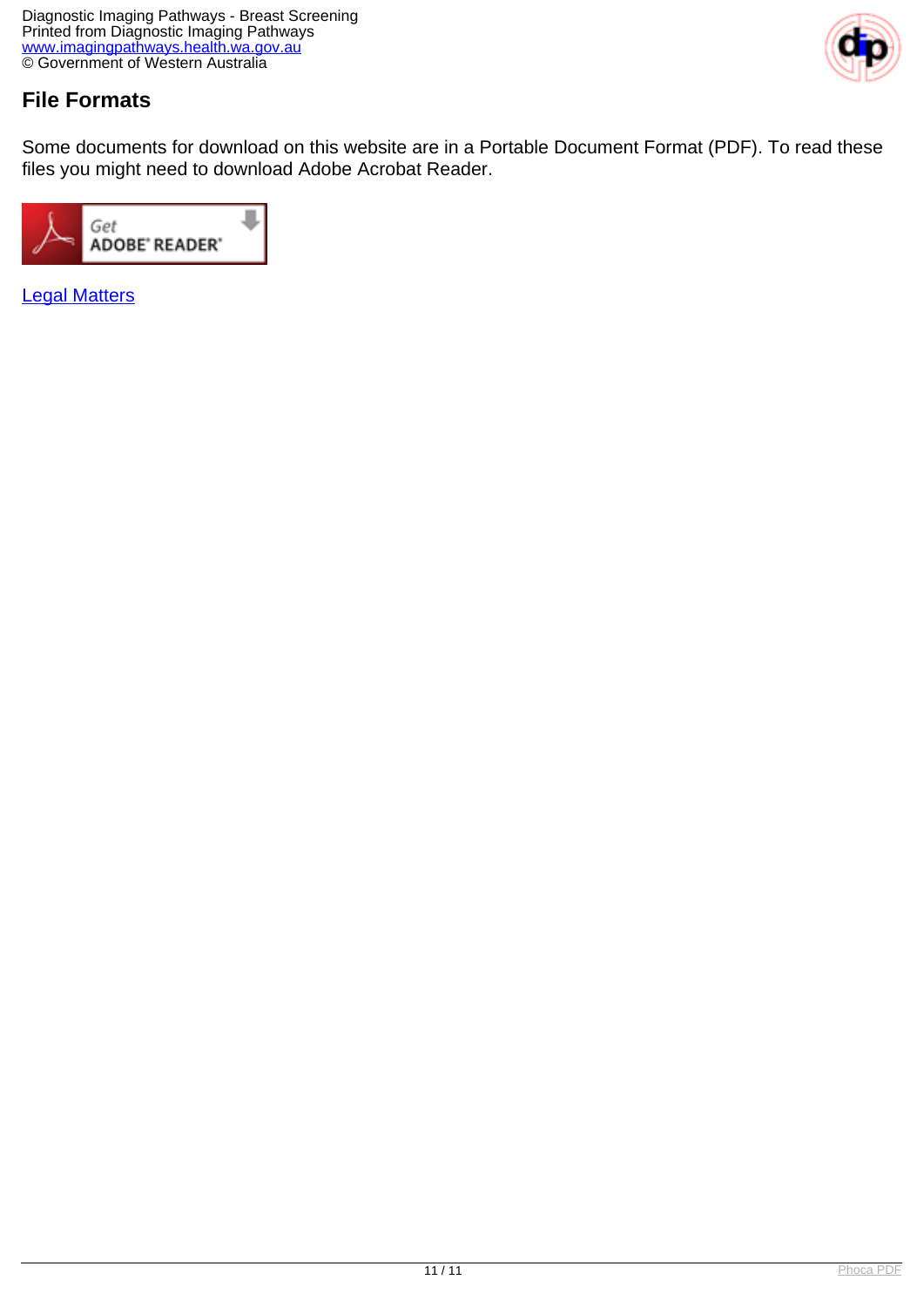## File Formats

Some documents for download on this website are in a Portable Document Format (PDF). To read these files you might need to download Adobe Acrobat Reader.

Legal Matters